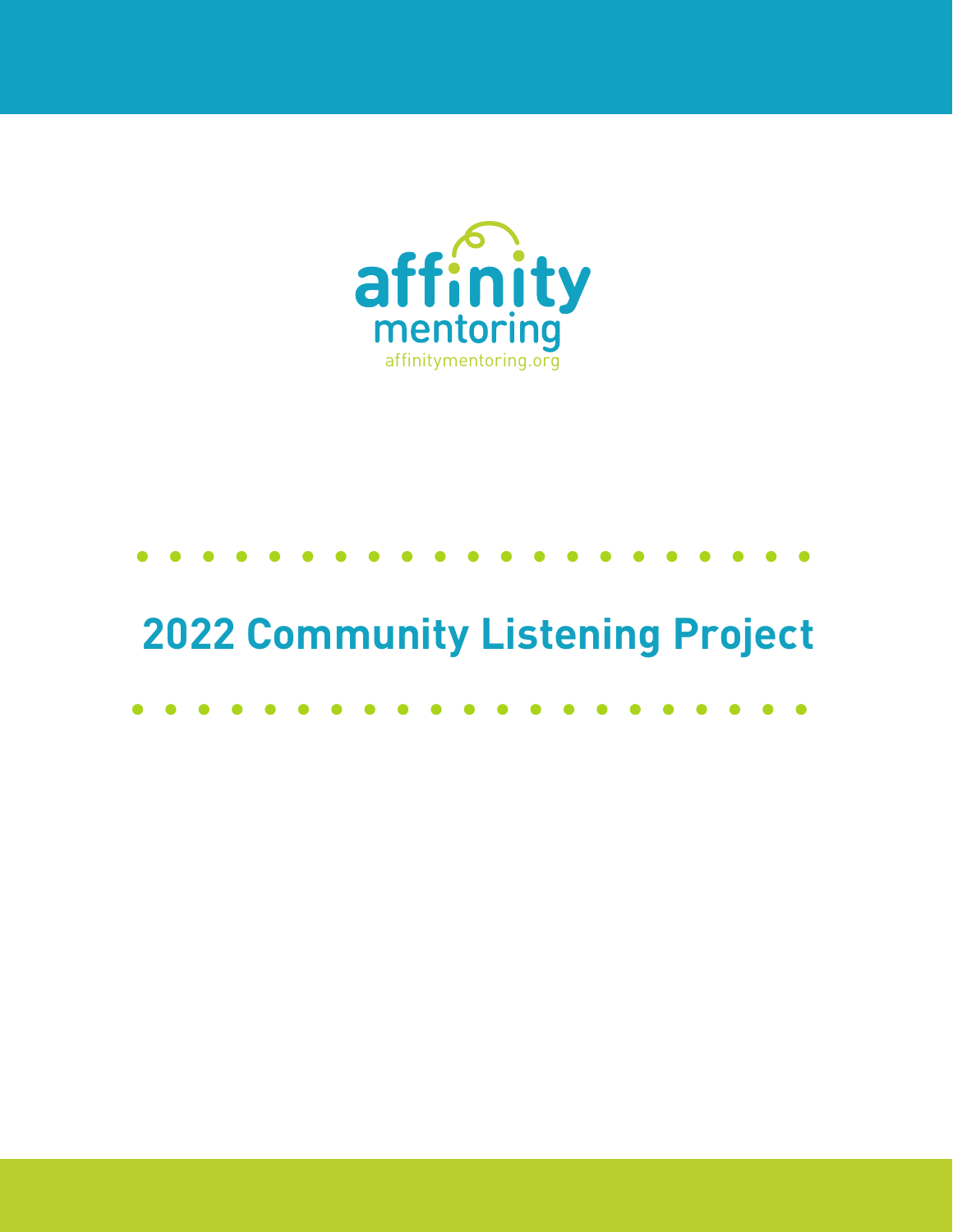affinity

mentoring

affinitymentoring.org

# 2022 Community Listening Project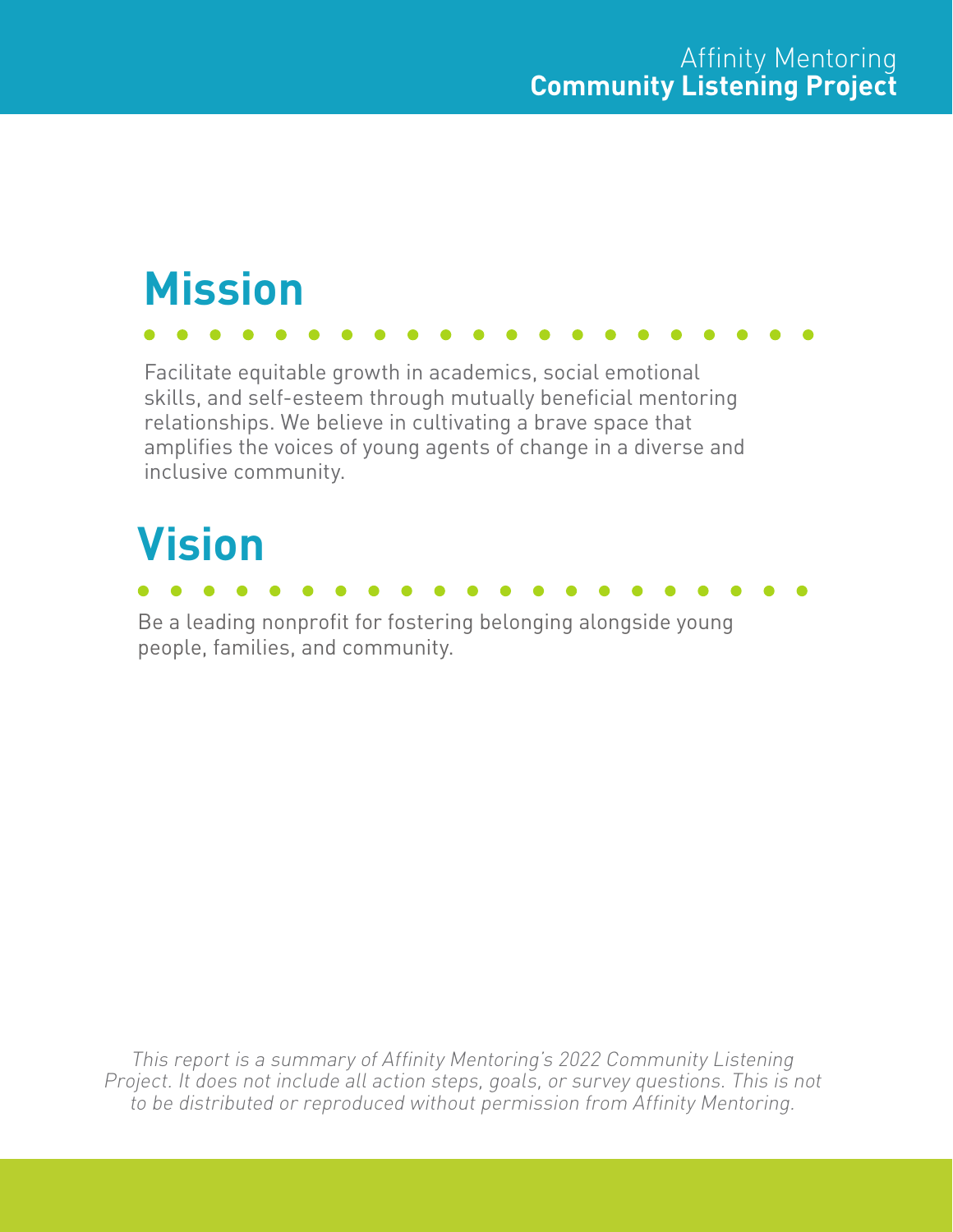## Mission

Facilitate equitable growth in academics, social emotional skills, and self-esteem through mutually beneficial mentoring relationships. We believe in cultivating a brave space that amplifies the voices of young agents of change in a diverse and inclusive community.

## Vision

Be a leading nonprofit for fostering belonging alongside young people, families, and community.

*This report is a summary of Affinity Mentoring's 2022 Community Listening Project. It does not include all action steps, goals, or survey questions. This is not to be distributed or reproduced without permission from Affinity Mentoring.*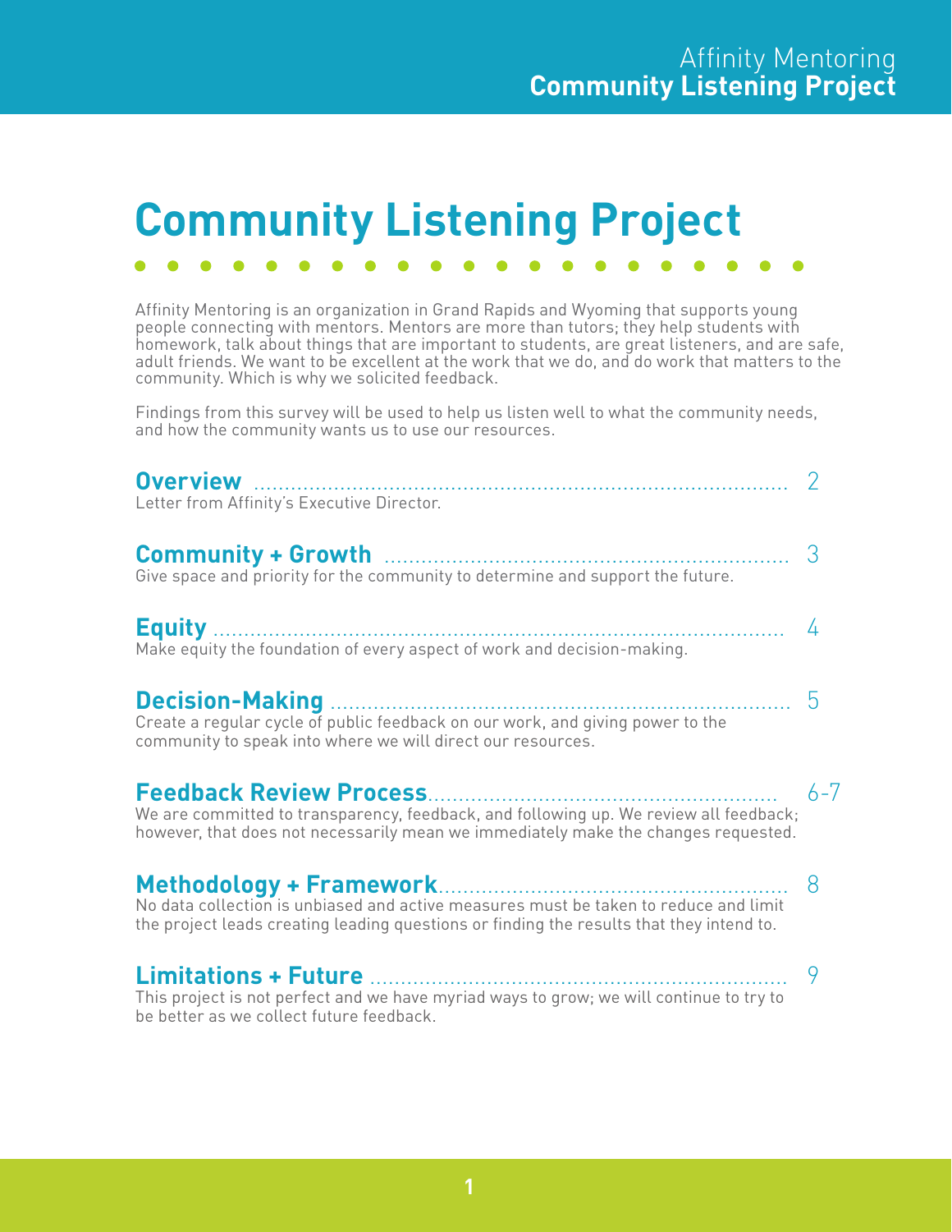# Community Listening Project

Affinity Mentoring is an organization in Grand Rapids and Wyoming that supports young people connecting with mentors. Mentors are more than tutors; they help students with homework, talk about things that are important to students, are great listeners, and are safe, adult friends. We want to be excellent at the work that we do, and do work that matters to the community. Which is why we solicited feedback.

Findings from this survey will be used to help us listen well to what the community needs, and how the community wants us to use our resources.

**Overview** ........................................ 2
Letter from Affinity's Executive Director.

**Community + Growth** ........................................ 3
Give space and priority for the community to determine and support the future.

**Equity** ........................................ 4
Make equity the foundation of every aspect of work and decision-making.

**Decision-Making** ........................................ 5
Create a regular cycle of public feedback on our work, and giving power to the community to speak into where we will direct our resources.

**Feedback Review Process** ........................................ 6-7
We are committed to transparency, feedback, and following up. We review all feedback; however, that does not necessarily mean we immediately make the changes requested.

**Methodology + Framework** ........................................ 8
No data collection is unbiased and active measures must be taken to reduce and limit the project leads creating leading questions or finding the results that they intend to.

**Limitations + Future** ........................................ 9
This project is not perfect and we have myriad ways to grow; we will continue to try to be better as we collect future feedback.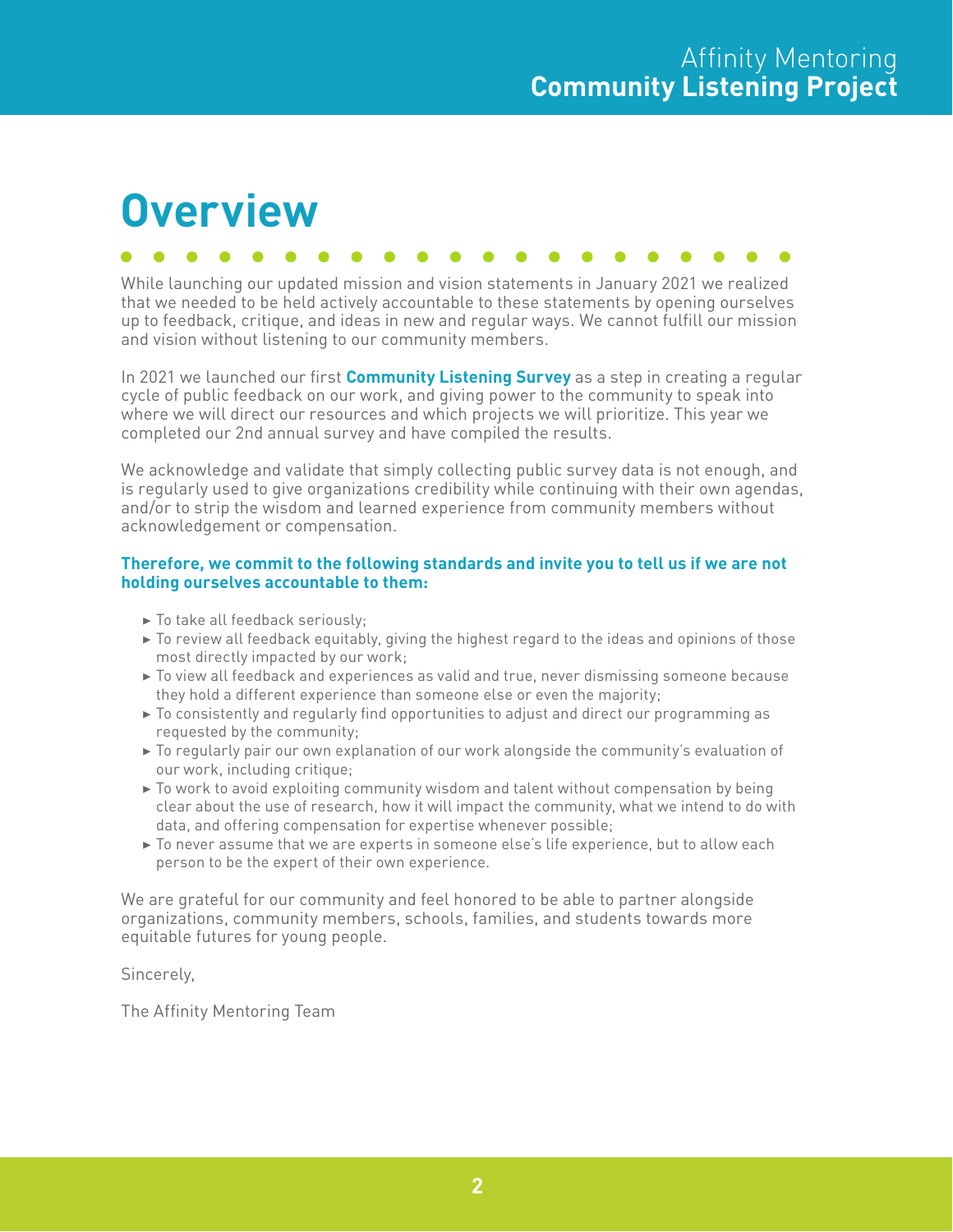# Overview

While launching our updated mission and vision statements in January 2021 we realized that we needed to be held actively accountable to these statements by opening ourselves up to feedback, critique, and ideas in new and regular ways. We cannot fulfill our mission and vision without listening to our community members.

In 2021 we launched our first **Community Listening Survey** as a step in creating a regular cycle of public feedback on our work, and giving power to the community to speak into where we will direct our resources and which projects we will prioritize. This year we completed our 2nd annual survey and have compiled the results.

We acknowledge and validate that simply collecting public survey data is not enough, and is regularly used to give organizations credibility while continuing with their own agendas, and/or to strip the wisdom and learned experience from community members without acknowledgement or compensation.

**Therefore, we commit to the following standards and invite you to tell us if we are not holding ourselves accountable to them:**

- To take all feedback seriously;
- To review all feedback equitably, giving the highest regard to the ideas and opinions of those most directly impacted by our work;
- To view all feedback and experiences as valid and true, never dismissing someone because they hold a different experience than someone else or even the majority;
- To consistently and regularly find opportunities to adjust and direct our programming as requested by the community;
- To regularly pair our own explanation of our work alongside the community's evaluation of our work, including critique;
- To work to avoid exploiting community wisdom and talent without compensation by being clear about the use of research, how it will impact the community, what we intend to do with data, and offering compensation for expertise whenever possible;
- To never assume that we are experts in someone else's life experience, but to allow each person to be the expert of their own experience.

We are grateful for our community and feel honored to be able to partner alongside organizations, community members, schools, families, and students towards more equitable futures for young people.

Sincerely,

The Affinity Mentoring Team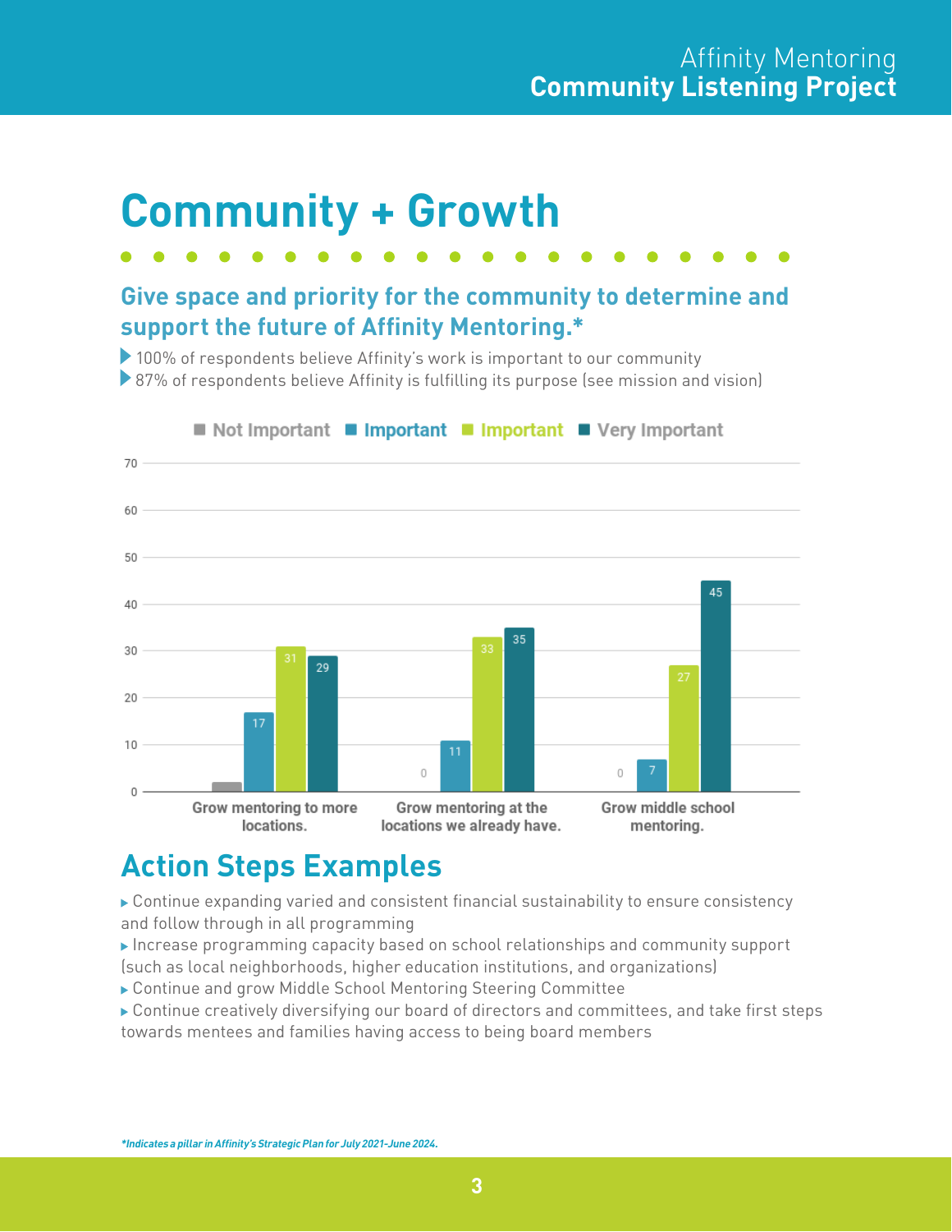# Community + Growth

## Give space and priority for the community to determine and support the future of Affinity Mentoring.*

- 100% of respondents believe Affinity's work is important to our community
- 87% of respondents believe Affinity is fulfilling its purpose (see mission and vision)

| | Not Important | Important | Important | Very Important |
|---|---|---|---|---|
| Grow mentoring to more locations. | 2 | 17 | 31 | 29 |
| Grow mentoring at the locations we already have. | 0 | 11 | 33 | 35 |
| Grow middle school mentoring. | 0 | 7 | 27 | 45 |

## Action Steps Examples

- Continue expanding varied and consistent financial sustainability to ensure consistency and follow through in all programming
- Increase programming capacity based on school relationships and community support (such as local neighborhoods, higher education institutions, and organizations)
- Continue and grow Middle School Mentoring Steering Committee
- Continue creatively diversifying our board of directors and committees, and take first steps towards mentees and families having access to being board members

*\*Indicates a pillar in Affinity's Strategic Plan for July 2021-June 2024.*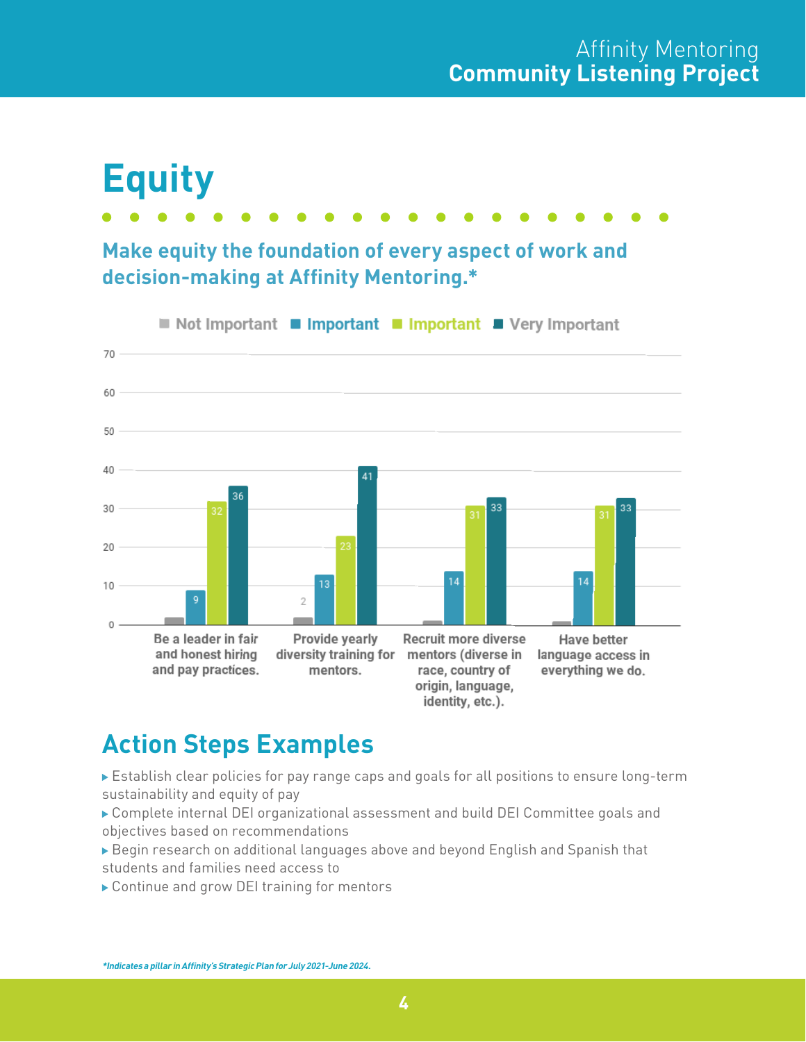# Equity

## Make equity the foundation of every aspect of work and decision-making at Affinity Mentoring.*

| | Not Important | Important | Important | Very Important |
|---|---|---|---|---|
| Be a leader in fair and honest hiring and pay practices. | 2 | 9 | 32 | 36 |
| Provide yearly diversity training for mentors. | 2 | 13 | 23 | 41 |
| Recruit more diverse mentors (diverse in race, country of origin, language, identity, etc.). | 1 | 14 | 31 | 33 |
| Have better language access in everything we do. | 1 | 14 | 31 | 33 |

## Action Steps Examples

- Establish clear policies for pay range caps and goals for all positions to ensure long-term sustainability and equity of pay
- Complete internal DEI organizational assessment and build DEI Committee goals and objectives based on recommendations
- Begin research on additional languages above and beyond English and Spanish that students and families need access to
- Continue and grow DEI training for mentors

***Indicates a pillar in Affinity's Strategic Plan for July 2021-June 2024.***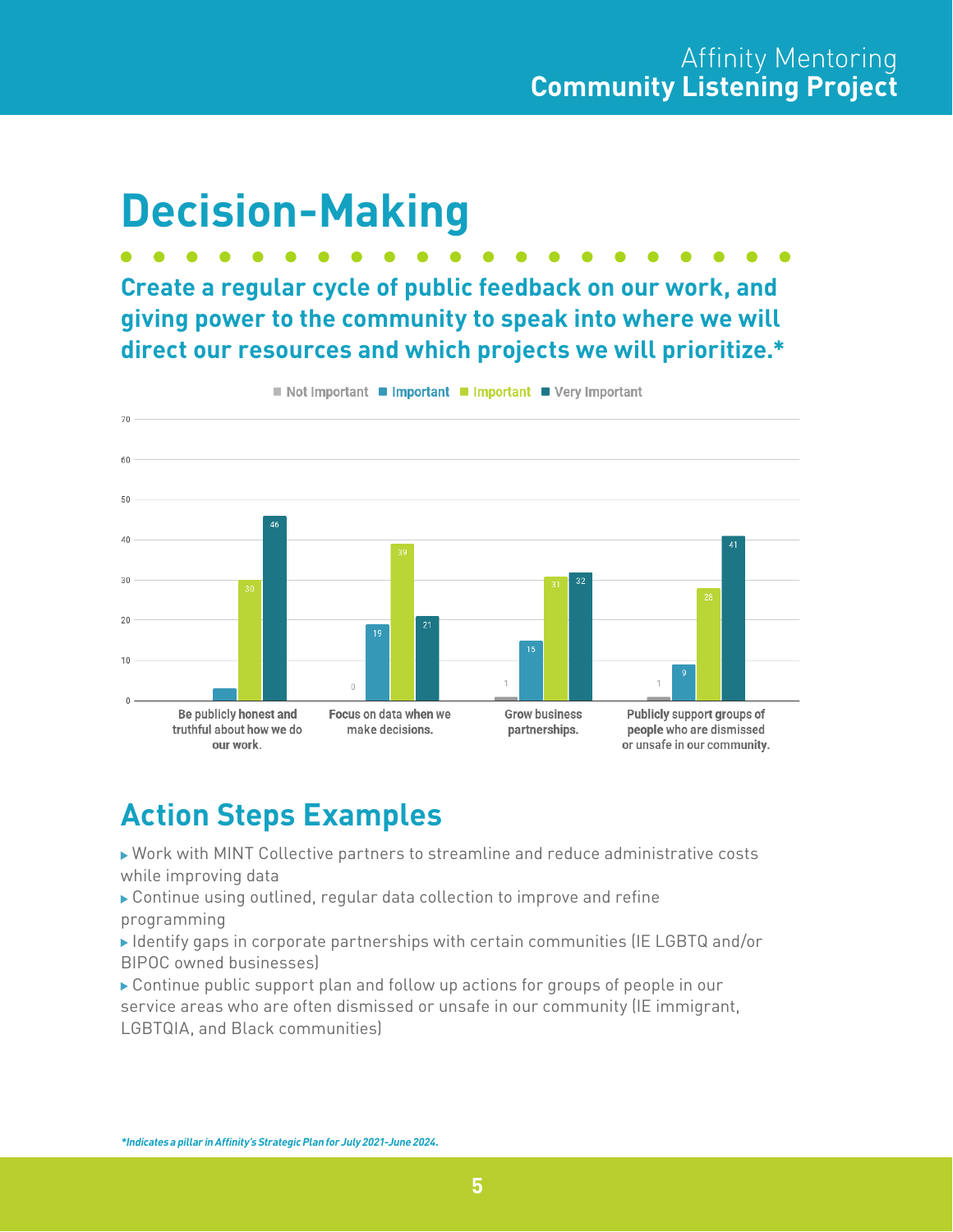# Decision-Making

**Create a regular cycle of public feedback on our work, and giving power to the community to speak into where we will direct our resources and which projects we will prioritize.***

| | Not Important | Important | Important | Very Important |
|---|---|---|---|---|
| Be publicly honest and truthful about how we do our work. | | 3 | 30 | 46 |
| Focus on data when we make decisions. | 0 | 19 | 39 | 21 |
| Grow business partnerships. | 1 | 15 | 31 | 32 |
| Publicly support groups of people who are dismissed or unsafe in our community. | 1 | 9 | 28 | 41 |

## Action Steps Examples

- Work with MINT Collective partners to streamline and reduce administrative costs while improving data
- Continue using outlined, regular data collection to improve and refine programming
- Identify gaps in corporate partnerships with certain communities (IE LGBTQ and/or BIPOC owned businesses)
- Continue public support plan and follow up actions for groups of people in our service areas who are often dismissed or unsafe in our community (IE immigrant, LGBTQIA, and Black communities)

*\*Indicates a pillar in Affinity's Strategic Plan for July 2021-June 2024.*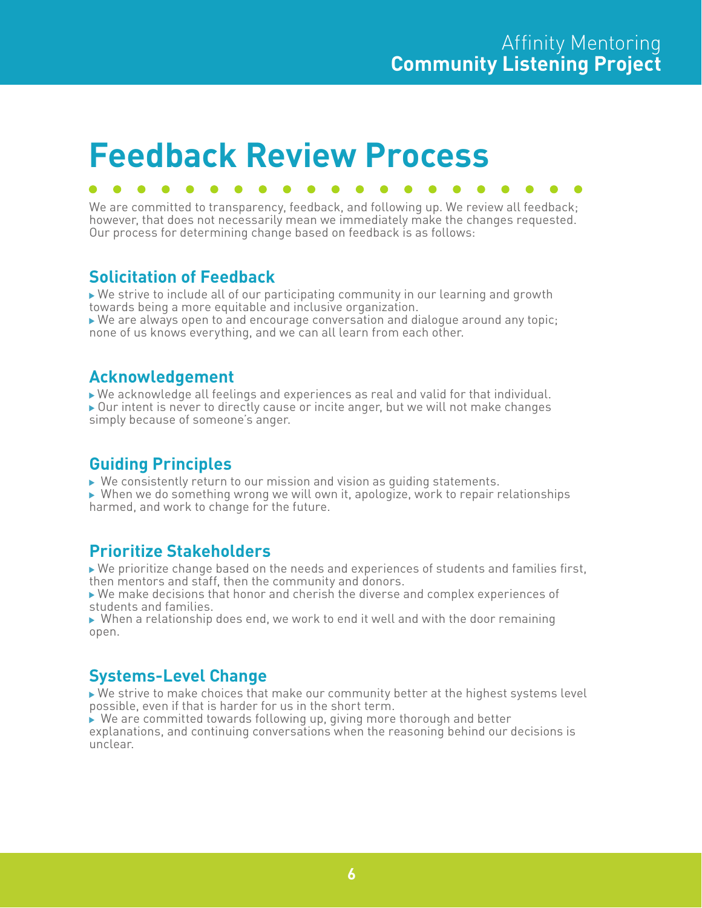# Feedback Review Process

We are committed to transparency, feedback, and following up. We review all feedback; however, that does not necessarily mean we immediately make the changes requested. Our process for determining change based on feedback is as follows:

## Solicitation of Feedback

- We strive to include all of our participating community in our learning and growth towards being a more equitable and inclusive organization.
- We are always open to and encourage conversation and dialogue around any topic; none of us knows everything, and we can all learn from each other.

## Acknowledgement

- We acknowledge all feelings and experiences as real and valid for that individual.
- Our intent is never to directly cause or incite anger, but we will not make changes simply because of someone's anger.

## Guiding Principles

- We consistently return to our mission and vision as guiding statements.
- When we do something wrong we will own it, apologize, work to repair relationships harmed, and work to change for the future.

## Prioritize Stakeholders

- We prioritize change based on the needs and experiences of students and families first, then mentors and staff, then the community and donors.
- We make decisions that honor and cherish the diverse and complex experiences of students and families.
- When a relationship does end, we work to end it well and with the door remaining open.

## Systems-Level Change

- We strive to make choices that make our community better at the highest systems level possible, even if that is harder for us in the short term.
- We are committed towards following up, giving more thorough and better explanations, and continuing conversations when the reasoning behind our decisions is unclear.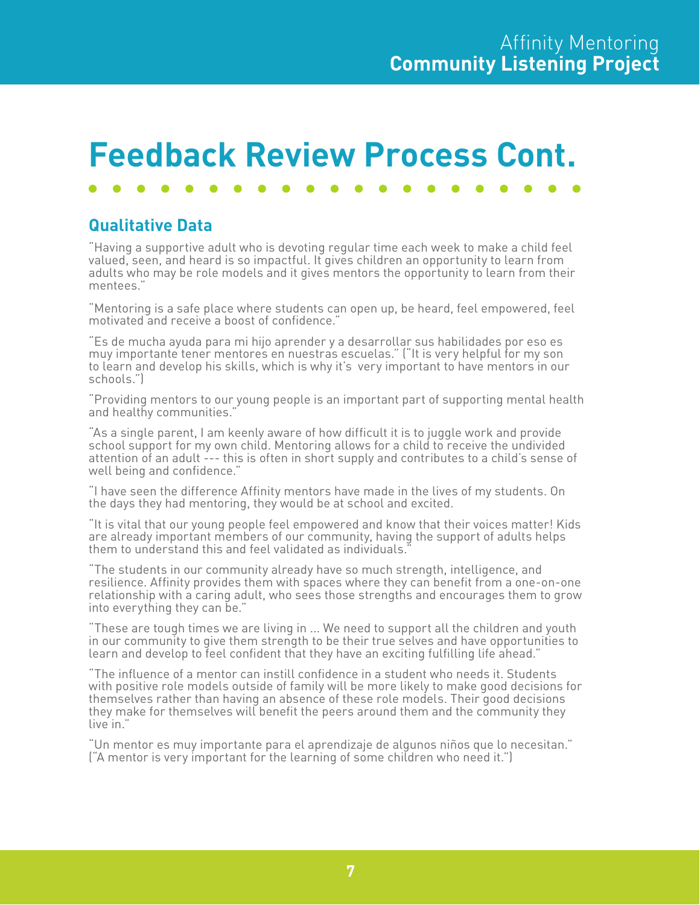# Feedback Review Process Cont.

## Qualitative Data

"Having a supportive adult who is devoting regular time each week to make a child feel valued, seen, and heard is so impactful. It gives children an opportunity to learn from adults who may be role models and it gives mentors the opportunity to learn from their mentees."

"Mentoring is a safe place where students can open up, be heard, feel empowered, feel motivated and receive a boost of confidence."

"Es de mucha ayuda para mi hijo aprender y a desarrollar sus habilidades por eso es muy importante tener mentores en nuestras escuelas." ("It is very helpful for my son to learn and develop his skills, which is why it's very important to have mentors in our schools.")

"Providing mentors to our young people is an important part of supporting mental health and healthy communities."

"As a single parent, I am keenly aware of how difficult it is to juggle work and provide school support for my own child. Mentoring allows for a child to receive the undivided attention of an adult --- this is often in short supply and contributes to a child's sense of well being and confidence."

"I have seen the difference Affinity mentors have made in the lives of my students. On the days they had mentoring, they would be at school and excited.

"It is vital that our young people feel empowered and know that their voices matter! Kids are already important members of our community, having the support of adults helps them to understand this and feel validated as individuals."

"The students in our community already have so much strength, intelligence, and resilience. Affinity provides them with spaces where they can benefit from a one-on-one relationship with a caring adult, who sees those strengths and encourages them to grow into everything they can be."

"These are tough times we are living in ... We need to support all the children and youth in our community to give them strength to be their true selves and have opportunities to learn and develop to feel confident that they have an exciting fulfilling life ahead."

"The influence of a mentor can instill confidence in a student who needs it. Students with positive role models outside of family will be more likely to make good decisions for themselves rather than having an absence of these role models. Their good decisions they make for themselves will benefit the peers around them and the community they live in."

"Un mentor es muy importante para el aprendizaje de algunos niños que lo necesitan." ("A mentor is very important for the learning of some children who need it.")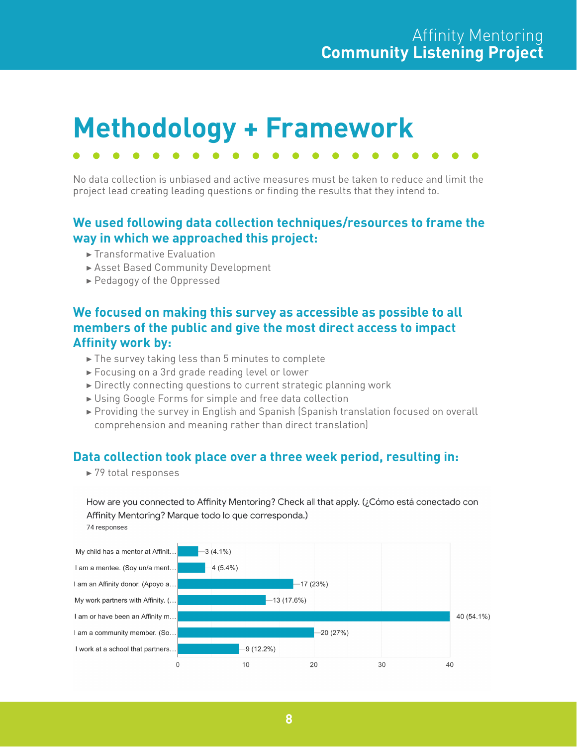# Methodology + Framework

No data collection is unbiased and active measures must be taken to reduce and limit the project lead creating leading questions or finding the results that they intend to.

### We used following data collection techniques/resources to frame the way in which we approached this project:

- Transformative Evaluation
- Asset Based Community Development
- Pedagogy of the Oppressed

### We focused on making this survey as accessible as possible to all members of the public and give the most direct access to impact Affinity work by:

- The survey taking less than 5 minutes to complete
- Focusing on a 3rd grade reading level or lower
- Directly connecting questions to current strategic planning work
- Using Google Forms for simple and free data collection
- Providing the survey in English and Spanish (Spanish translation focused on overall comprehension and meaning rather than direct translation)

### Data collection took place over a three week period, resulting in:

- 79 total responses

How are you connected to Affinity Mentoring? Check all that apply. (¿Cómo está conectado con Affinity Mentoring? Marque todo lo que corresponda.)
74 responses

| Response | Count (%) |
| --- | --- |
| My child has a mentor at Affinit… | 3 (4.1%) |
| I am a mentee. (Soy un/a ment… | 4 (5.4%) |
| I am an Affinity donor. (Apoyo a… | 17 (23%) |
| My work partners with Affinity. (… | 13 (17.6%) |
| I am or have been an Affinity m… | 40 (54.1%) |
| I am a community member. (So… | 20 (27%) |
| I work at a school that partners… | 9 (12.2%) |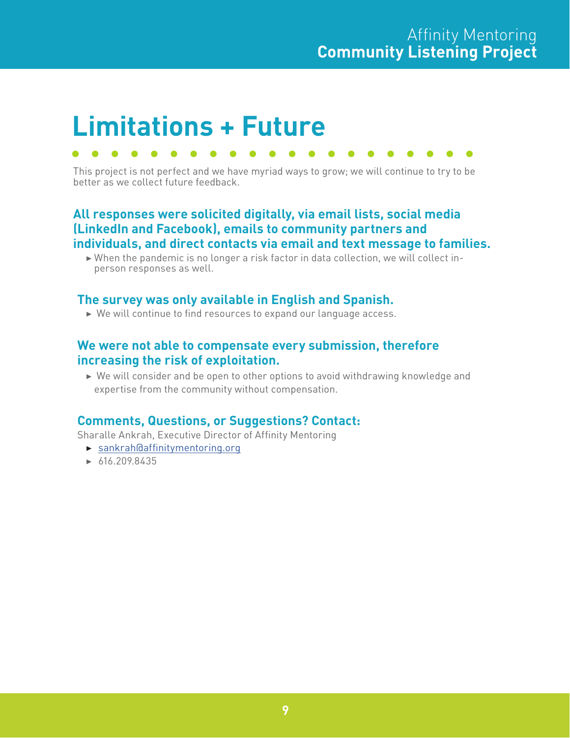# Limitations + Future

This project is not perfect and we have myriad ways to grow; we will continue to try to be better as we collect future feedback.

### All responses were solicited digitally, via email lists, social media (LinkedIn and Facebook), emails to community partners and individuals, and direct contacts via email and text message to families.

- When the pandemic is no longer a risk factor in data collection, we will collect in-person responses as well.

### The survey was only available in English and Spanish.

- We will continue to find resources to expand our language access.

### We were not able to compensate every submission, therefore increasing the risk of exploitation.

- We will consider and be open to other options to avoid withdrawing knowledge and expertise from the community without compensation.

### Comments, Questions, or Suggestions? Contact:

Sharalle Ankrah, Executive Director of Affinity Mentoring

- sankrah@affinitymentoring.org
- 616.209.8435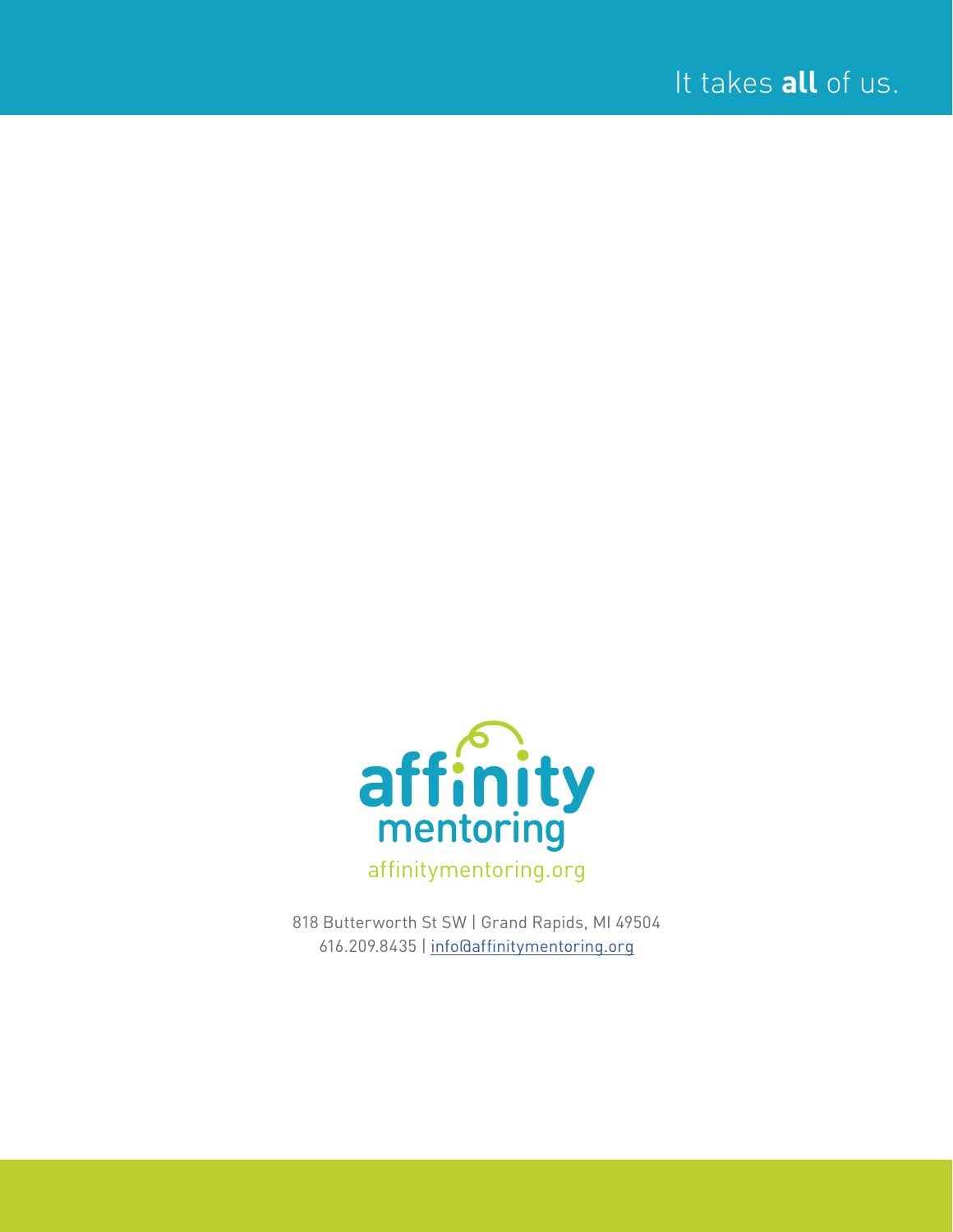It takes **all** of us.

affinity mentoring

affinitymentoring.org

818 Butterworth St SW | Grand Rapids, MI 49504
616.209.8435 | info@affinitymentoring.org